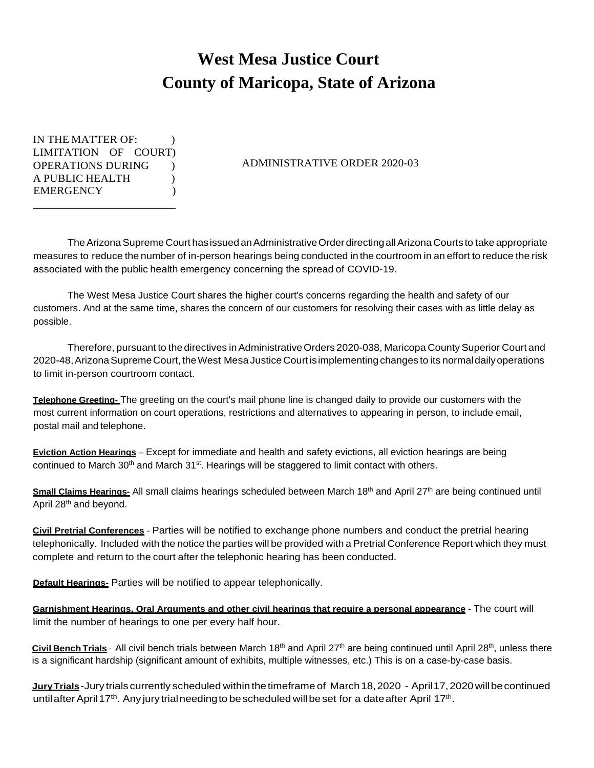# West Mesa Justice Court
# County of Maricopa, State of Arizona

IN THE MATTER OF: )
LIMITATION OF COURT)
OPERATIONS DURING )
A PUBLIC HEALTH )
EMERGENCY )

ADMINISTRATIVE ORDER 2020-03

The Arizona Supreme Court has issued an Administrative Order directing all Arizona Courts to take appropriate measures to reduce the number of in-person hearings being conducted in the courtroom in an effort to reduce the risk associated with the public health emergency concerning the spread of COVID-19.

The West Mesa Justice Court shares the higher court's concerns regarding the health and safety of our customers. And at the same time, shares the concern of our customers for resolving their cases with as little delay as possible.

Therefore, pursuant to the directives in Administrative Orders 2020-038, Maricopa County Superior Court and 2020-48, Arizona Supreme Court, the West Mesa Justice Court is implementing changes to its normal daily operations to limit in-person courtroom contact.

**Telephone Greeting-** The greeting on the court's mail phone line is changed daily to provide our customers with the most current information on court operations, restrictions and alternatives to appearing in person, to include email, postal mail and telephone.

**Eviction Action Hearings** – Except for immediate and health and safety evictions, all eviction hearings are being continued to March 30th and March 31st. Hearings will be staggered to limit contact with others.

**Small Claims Hearings-** All small claims hearings scheduled between March 18th and April 27th are being continued until April 28th and beyond.

**Civil Pretrial Conferences** - Parties will be notified to exchange phone numbers and conduct the pretrial hearing telephonically. Included with the notice the parties will be provided with a Pretrial Conference Report which they must complete and return to the court after the telephonic hearing has been conducted.

**Default Hearings-** Parties will be notified to appear telephonically.

**Garnishment Hearings, Oral Arguments and other civil hearings that require a personal appearance** - The court will limit the number of hearings to one per every half hour.

**Civil Bench Trials** - All civil bench trials between March 18th and April 27th are being continued until April 28th, unless there is a significant hardship (significant amount of exhibits, multiple witnesses, etc.) This is on a case-by-case basis.

**Jury Trials** - Jury trials currently scheduled within the timeframe of March 18, 2020 - April 17, 2020 will be continued until after April 17th. Any jury trial needing to be scheduled will be set for a date after April 17th.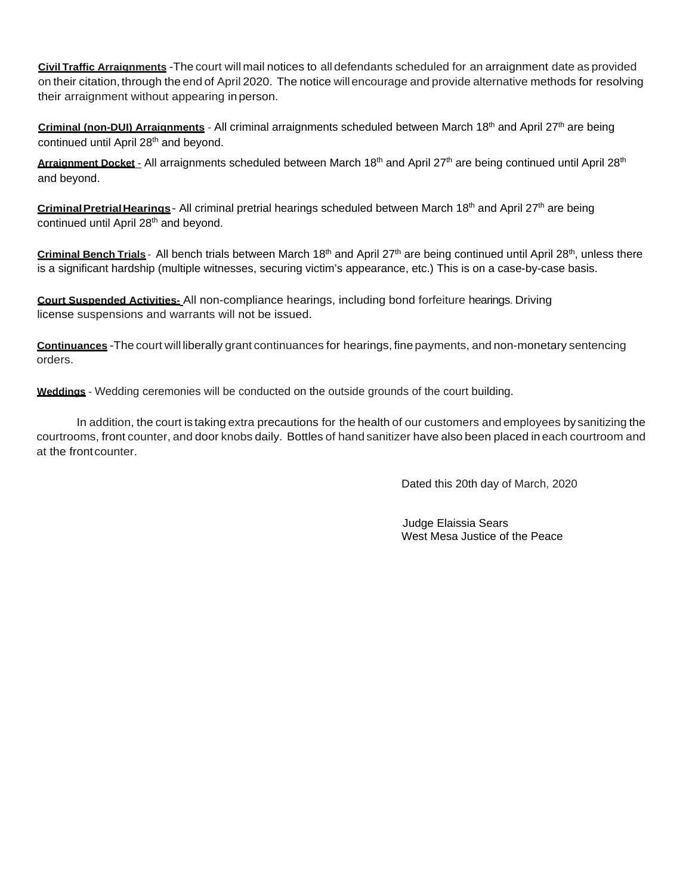**Civil Traffic Arraignments** - The court will mail notices to all defendants scheduled for an arraignment date as provided on their citation, through the end of April 2020. The notice will encourage and provide alternative methods for resolving their arraignment without appearing in person.

**Criminal (non-DUI) Arraignments** - All criminal arraignments scheduled between March 18th and April 27th are being continued until April 28th and beyond.

**Arraignment Docket** - All arraignments scheduled between March 18th and April 27th are being continued until April 28th and beyond.

**Criminal Pretrial Hearings** - All criminal pretrial hearings scheduled between March 18th and April 27th are being continued until April 28th and beyond.

**Criminal Bench Trials** - All bench trials between March 18th and April 27th are being continued until April 28th, unless there is a significant hardship (multiple witnesses, securing victim's appearance, etc.) This is on a case-by-case basis.

**Court Suspended Activities-** All non-compliance hearings, including bond forfeiture hearings. Driving license suspensions and warrants will not be issued.

**Continuances** - The court will liberally grant continuances for hearings, fine payments, and non-monetary sentencing orders.

**Weddings** - Wedding ceremonies will be conducted on the outside grounds of the court building.

In addition, the court is taking extra precautions for the health of our customers and employees by sanitizing the courtrooms, front counter, and door knobs daily. Bottles of hand sanitizer have also been placed in each courtroom and at the front counter.

Dated this 20th day of March, 2020

Judge Elaissia Sears
West Mesa Justice of the Peace